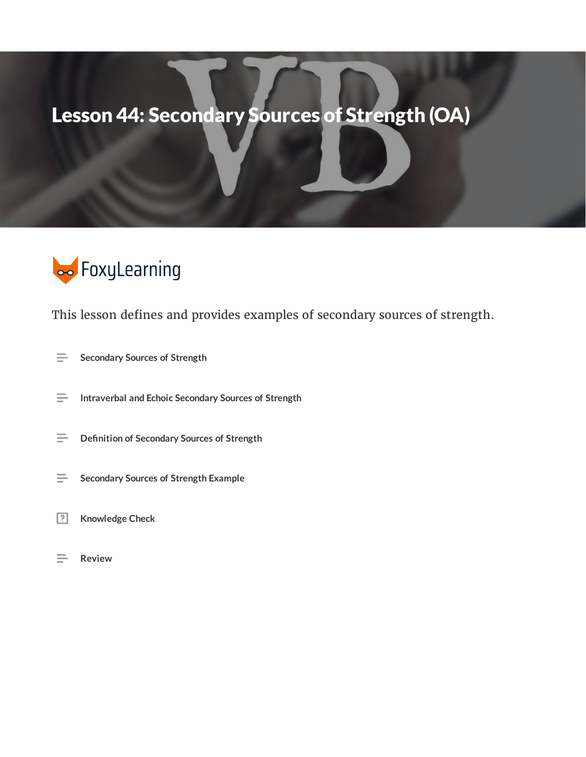# Lesson 44: Secondary Sources of Strength (OA)

FoxyLearning

This lesson defines and provides examples of secondary sources of strength.

- Secondary Sources of Strength
- Intraverbal and Echoic Secondary Sources of Strength
- Definition of Secondary Sources of Strength
- Secondary Sources of Strength Example
- Knowledge Check
- Review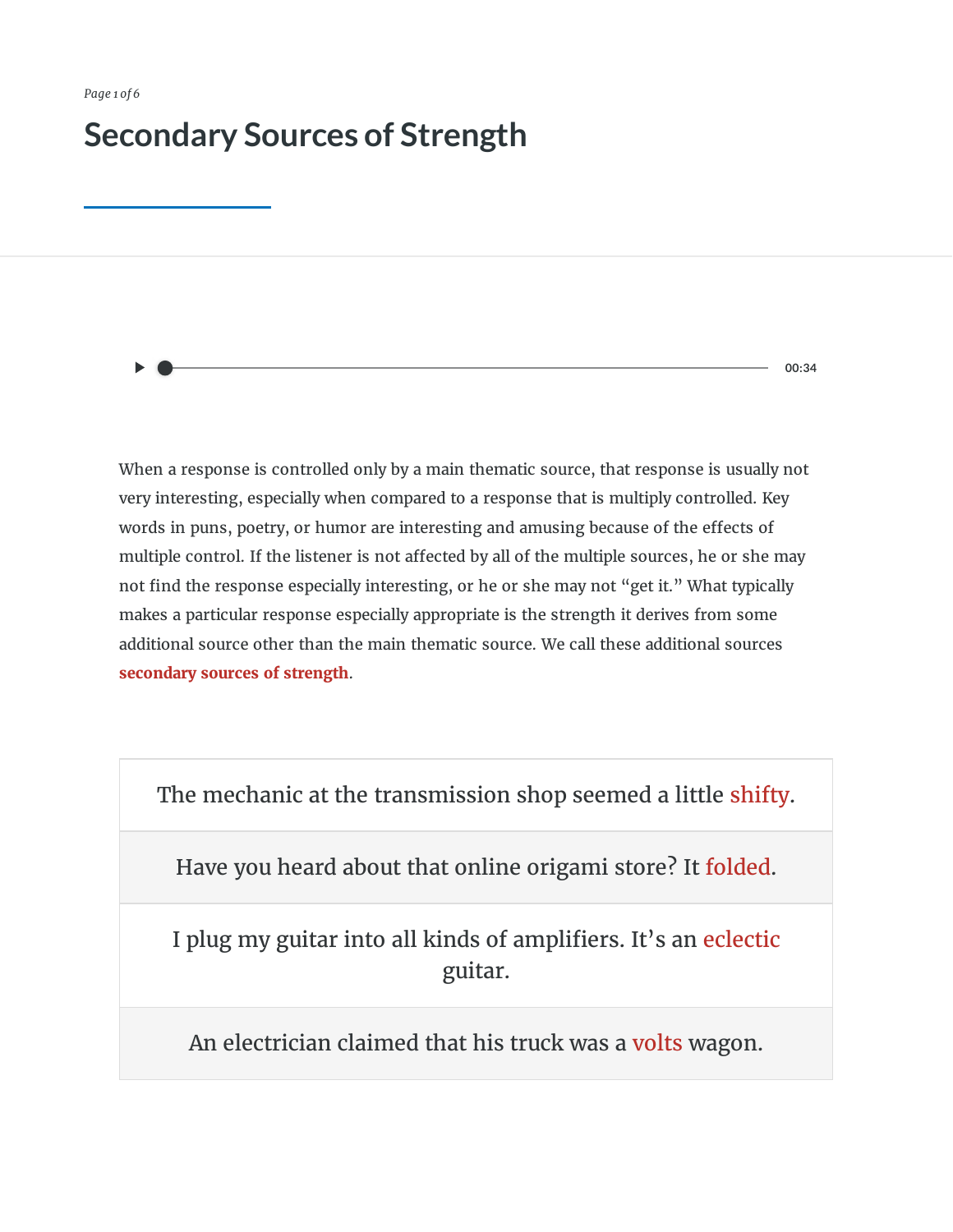# Secondary Sources of Strength

When a response is controlled only by a main thematic source, that response is usually not very interesting, especially when compared to a response that is multiply controlled. Key words in puns, poetry, or humor are interesting and amusing because of the effects of multiple control. If the listener is not affected by all of the multiple sources, he or she may not find the response especially interesting, or he or she may not “get it.” What typically makes a particular response especially appropriate is the strength it derives from some additional source other than the main thematic source. We call these additional sources **secondary sources of strength**.

| |
|---|
| The mechanic at the transmission shop seemed a little shifty. |
| Have you heard about that online origami store? It folded. |
| I plug my guitar into all kinds of amplifiers. It’s an eclectic guitar. |
| An electrician claimed that his truck was a volts wagon. |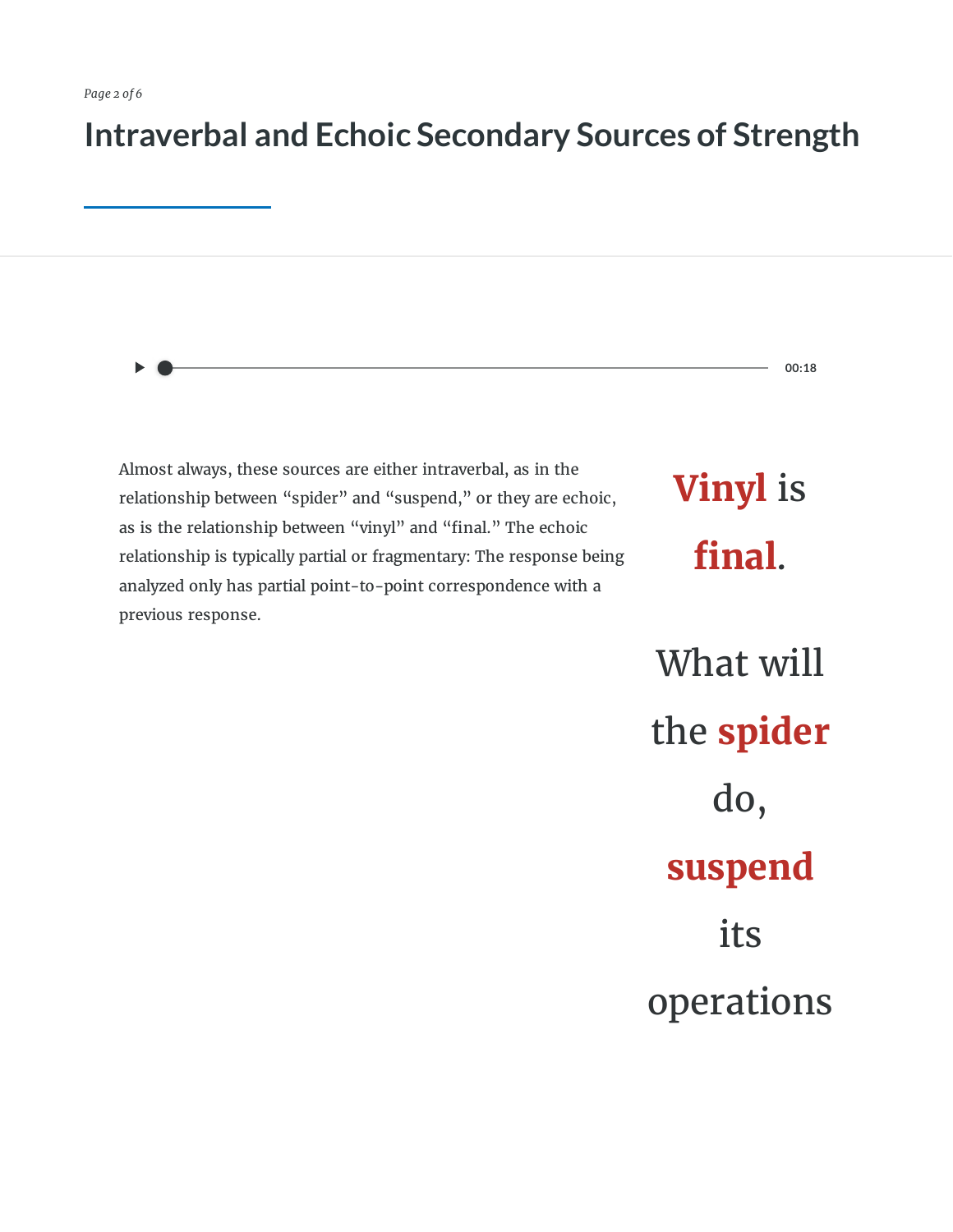# Intraverbal and Echoic Secondary Sources of Strength

00:18

Almost always, these sources are either intraverbal, as in the relationship between "spider" and "suspend," or they are echoic, as is the relationship between "vinyl" and "final." The echoic relationship is typically partial or fragmentary: The response being analyzed only has partial point-to-point correspondence with a previous response.

**Vinyl** is **final**.

What will the **spider** do, **suspend** its operations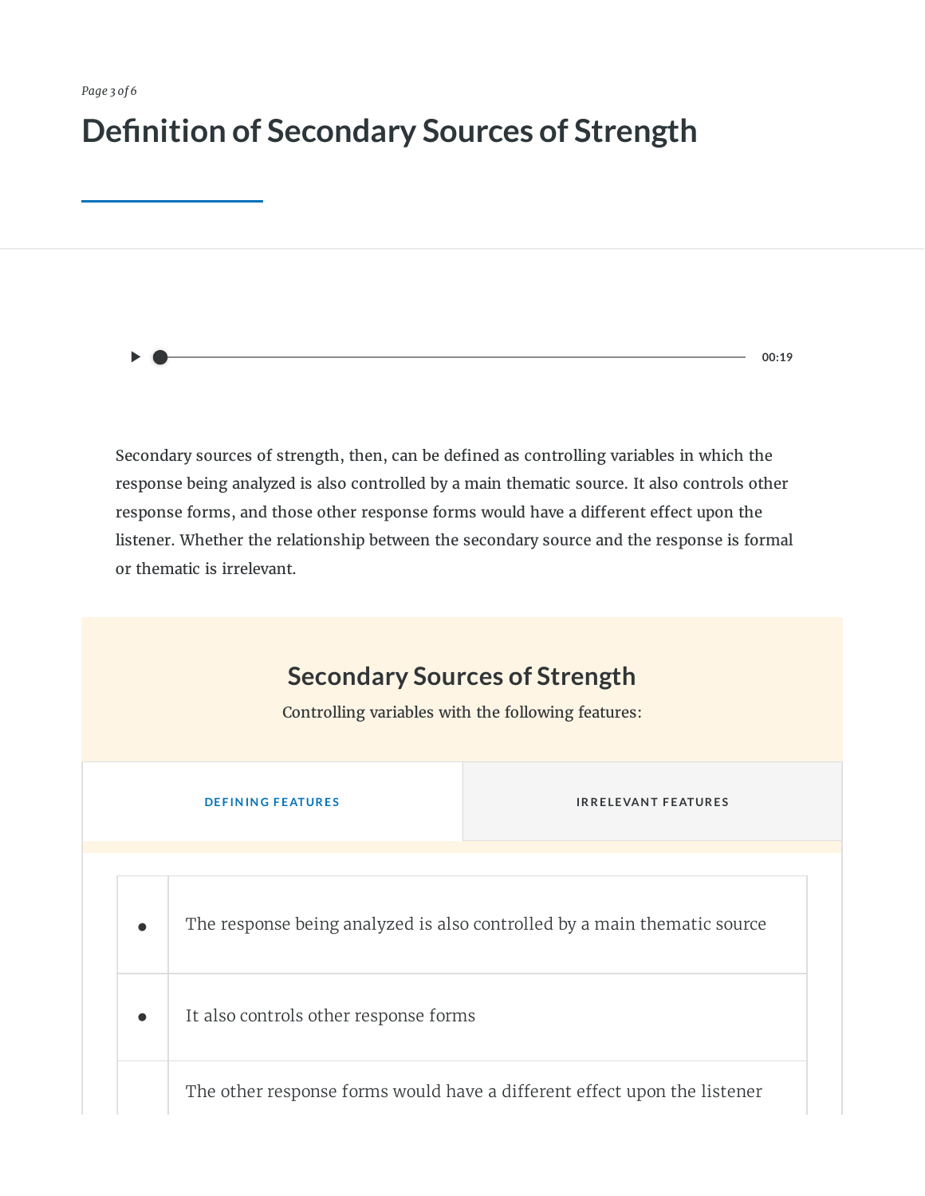# Definition of Secondary Sources of Strength

00:19

Secondary sources of strength, then, can be defined as controlling variables in which the response being analyzed is also controlled by a main thematic source. It also controls other response forms, and those other response forms would have a different effect upon the listener. Whether the relationship between the secondary source and the response is formal or thematic is irrelevant.

## Secondary Sources of Strength

Controlling variables with the following features:

DEFINING FEATURES | IRRELEVANT FEATURES

- The response being analyzed is also controlled by a main thematic source
- It also controls other response forms
- The other response forms would have a different effect upon the listener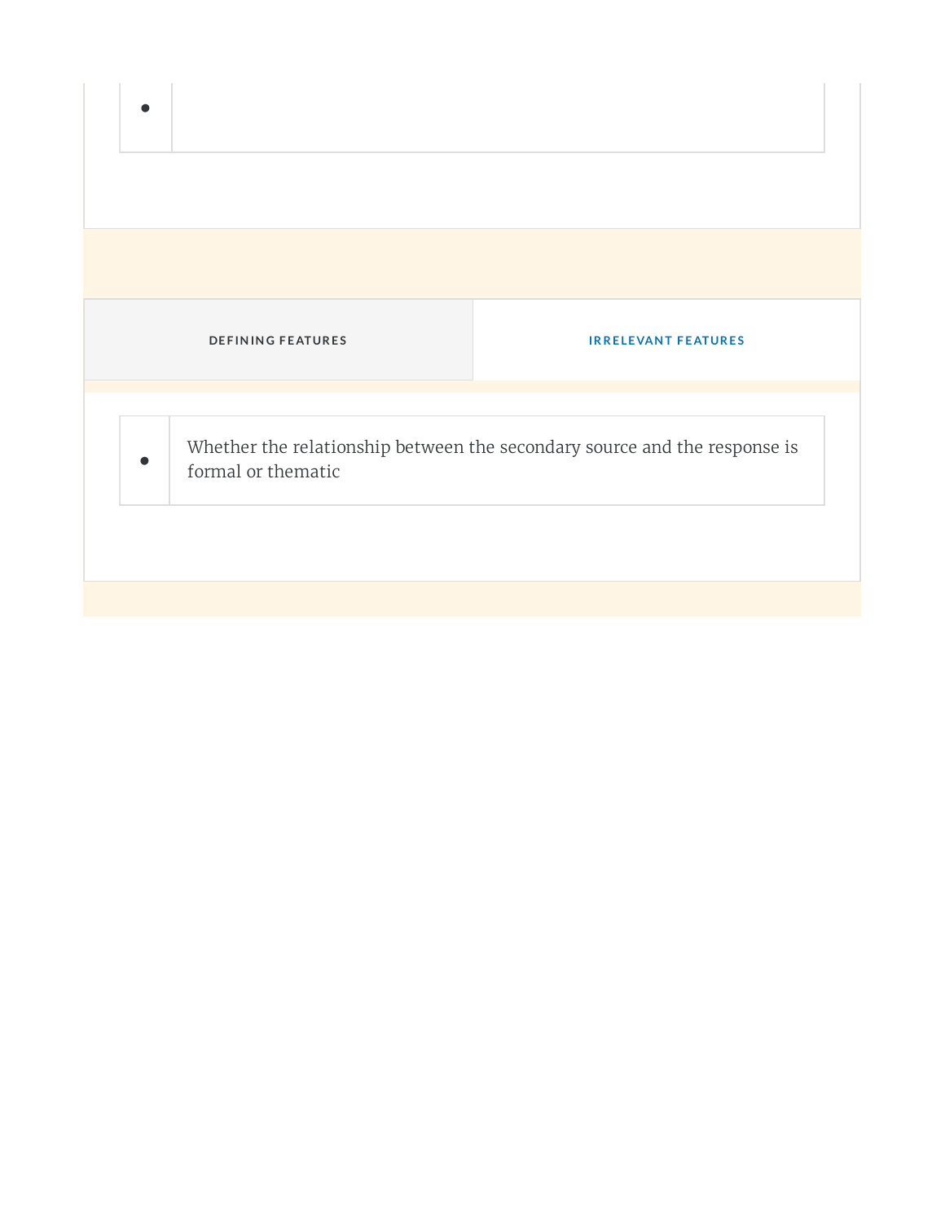| DEFINING FEATURES | IRRELEVANT FEATURES |
|---|---|

- Whether the relationship between the secondary source and the response is formal or thematic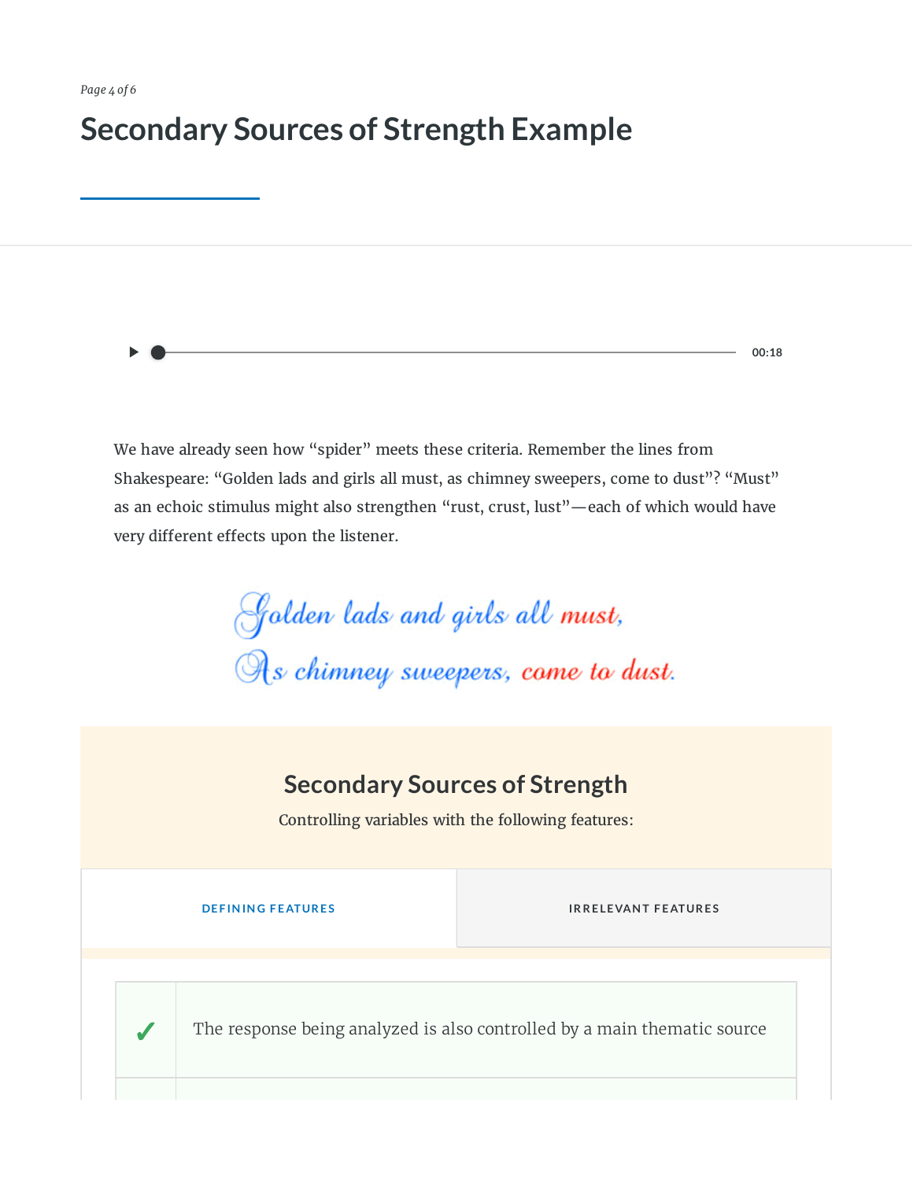# Secondary Sources of Strength Example

00:18

We have already seen how "spider" meets these criteria. Remember the lines from Shakespeare: "Golden lads and girls all must, as chimney sweepers, come to dust"? "Must" as an echoic stimulus might also strengthen "rust, crust, lust"—each of which would have very different effects upon the listener.

*Golden lads and girls all **must,***
*As chimney sweepers, **come to dust.***

## Secondary Sources of Strength

Controlling variables with the following features:

| DEFINING FEATURES | IRRELEVANT FEATURES |
|---|---|

| | |
|---|---|
| ✓ | The response being analyzed is also controlled by a main thematic source |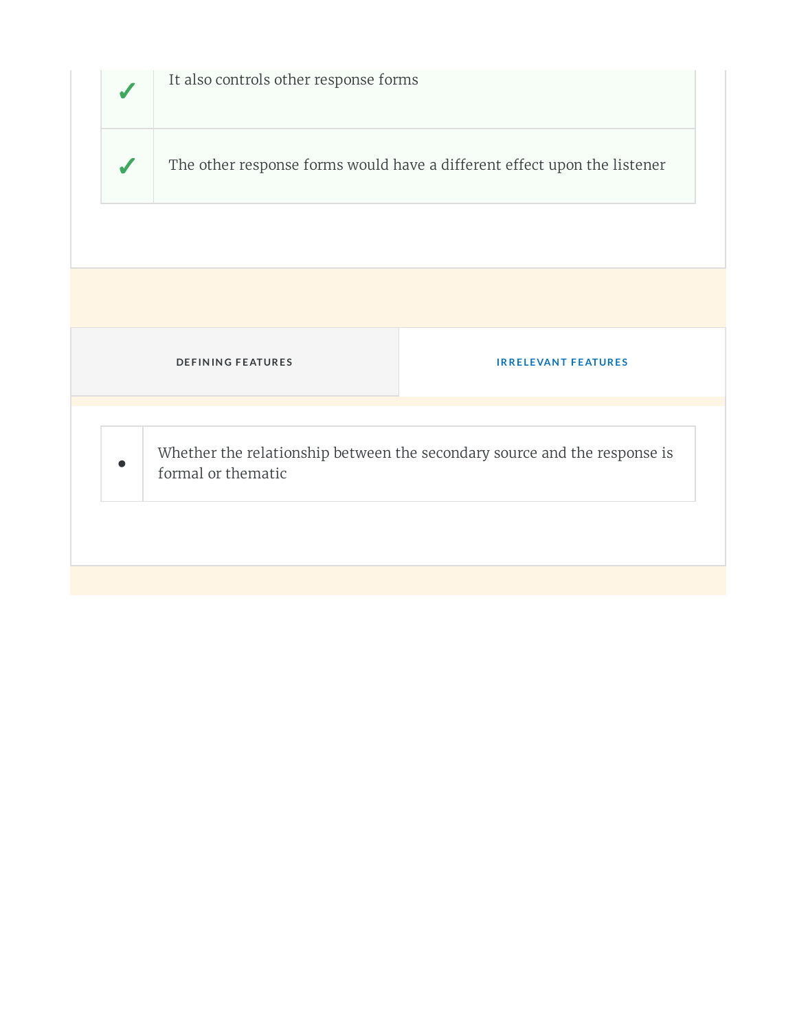| | |
|---|---|
| ✓ | It also controls other response forms |
| ✓ | The other response forms would have a different effect upon the listener |

| DEFINING FEATURES | IRRELEVANT FEATURES |
|---|---|

| | |
|---|---|
| • | Whether the relationship between the secondary source and the response is formal or thematic |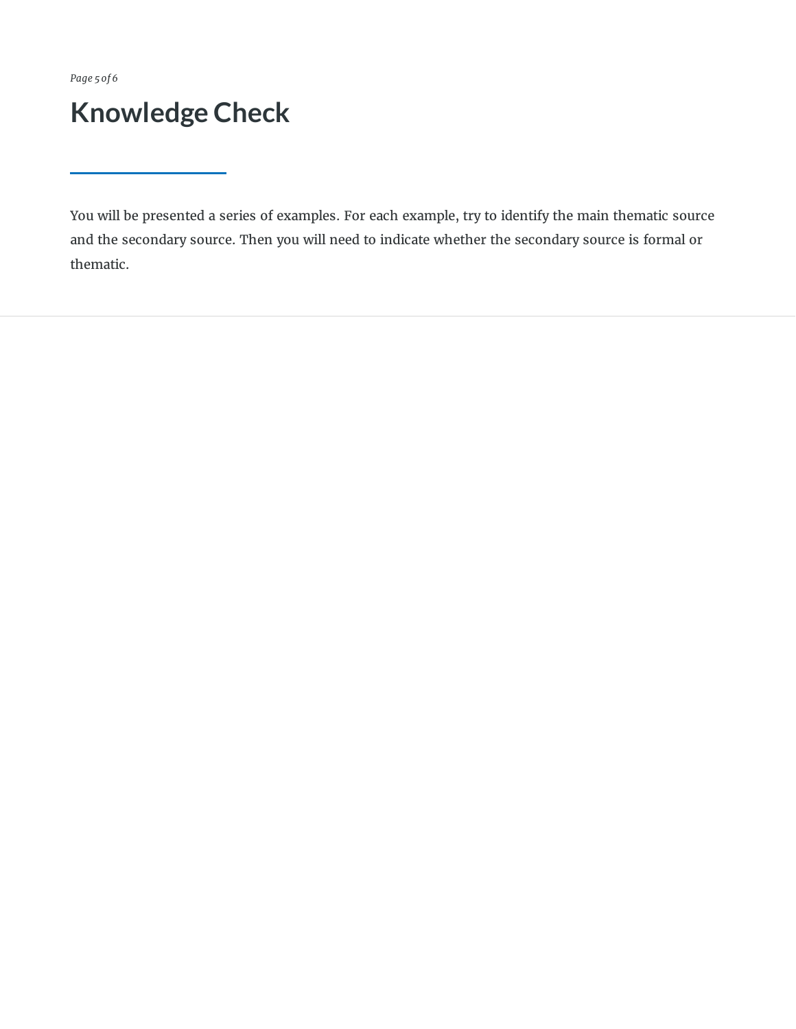# Knowledge Check

You will be presented a series of examples. For each example, try to identify the main thematic source and the secondary source. Then you will need to indicate whether the secondary source is formal or thematic.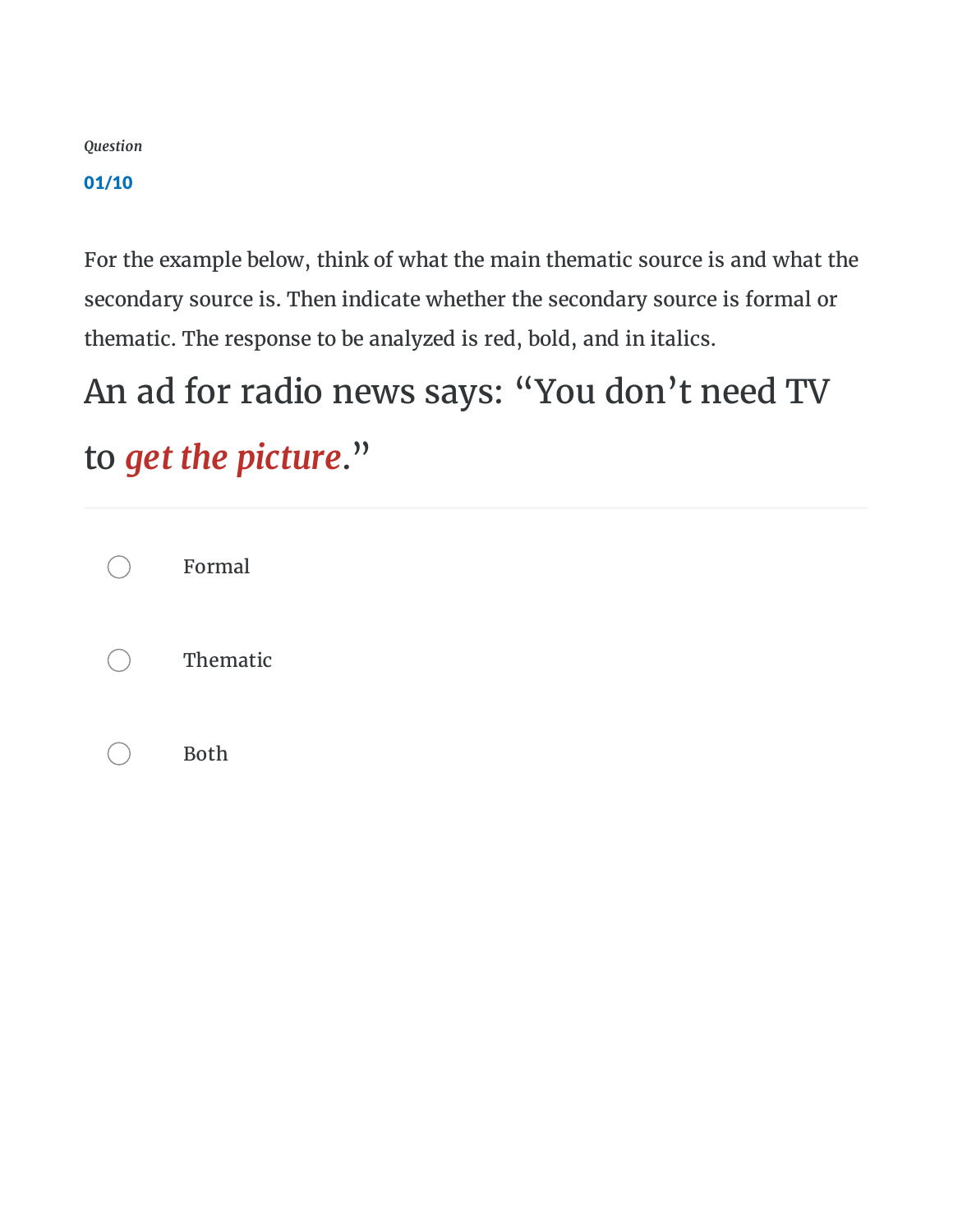*Question*

**01/10**

For the example below, think of what the main thematic source is and what the secondary source is. Then indicate whether the secondary source is formal or thematic. The response to be analyzed is red, bold, and in italics.

## An ad for radio news says: "You don't need TV to ***get the picture***."

- Formal
- Thematic
- Both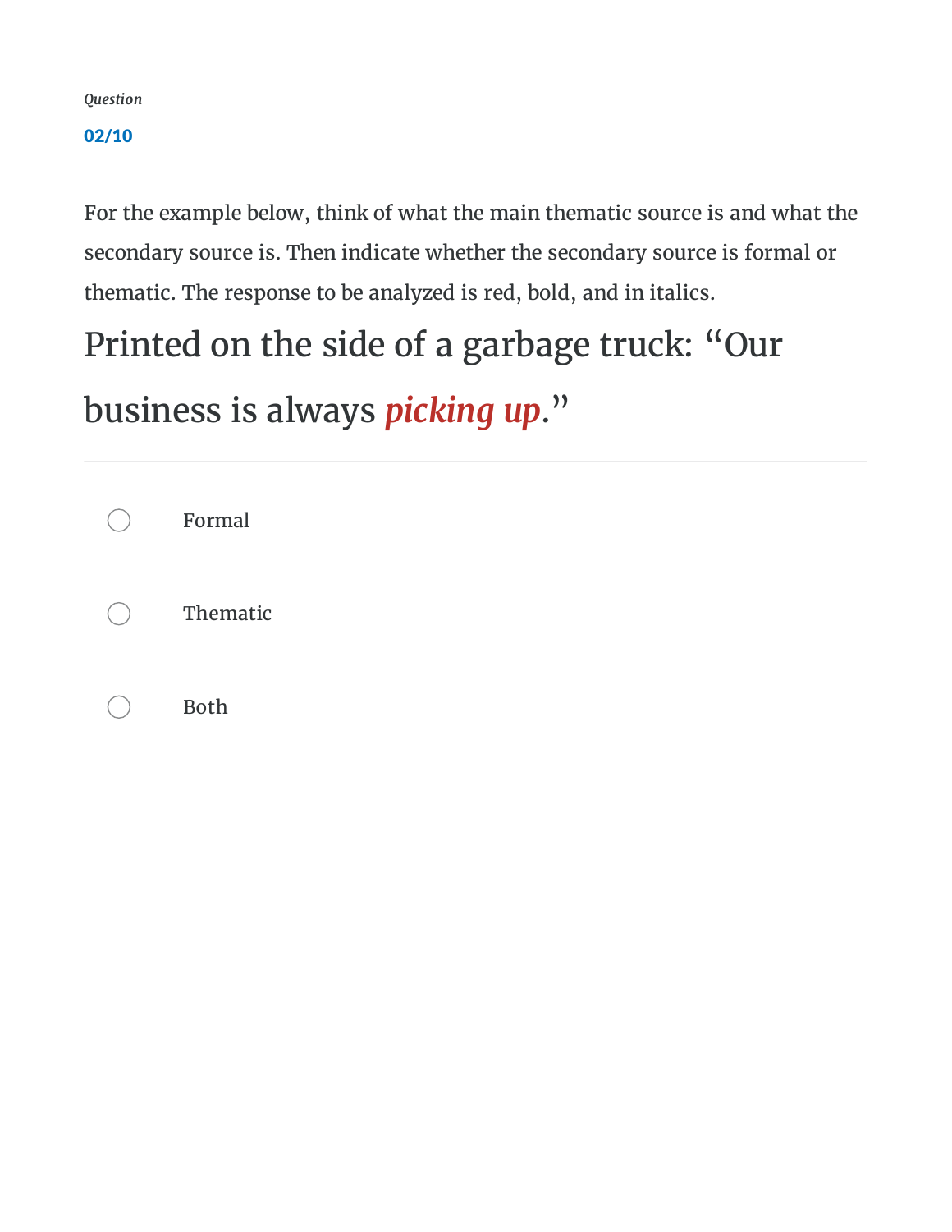*Question*

**02/10**

For the example below, think of what the main thematic source is and what the secondary source is. Then indicate whether the secondary source is formal or thematic. The response to be analyzed is red, bold, and in italics.

## Printed on the side of a garbage truck: "Our business is always ***picking up***."

- ○ Formal
- ○ Thematic
- ○ Both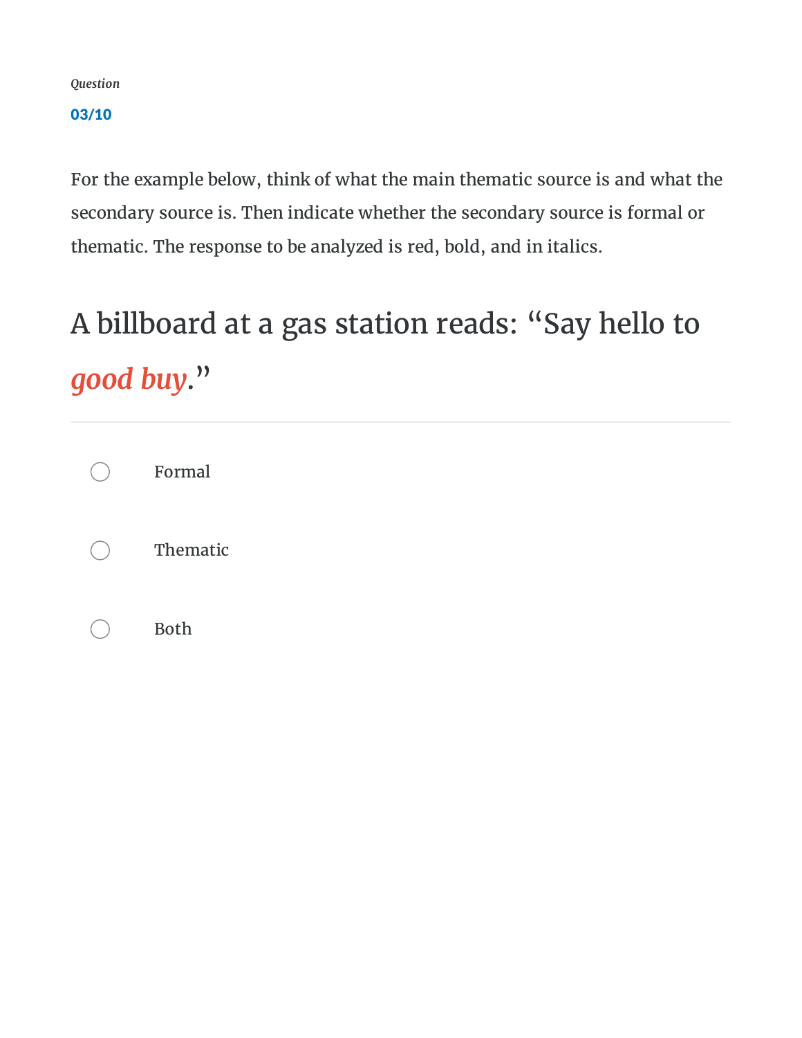*Question*

**03/10**

For the example below, think of what the main thematic source is and what the secondary source is. Then indicate whether the secondary source is formal or thematic. The response to be analyzed is red, bold, and in italics.

## A billboard at a gas station reads: "Say hello to ***good buy***."

- Formal
- Thematic
- Both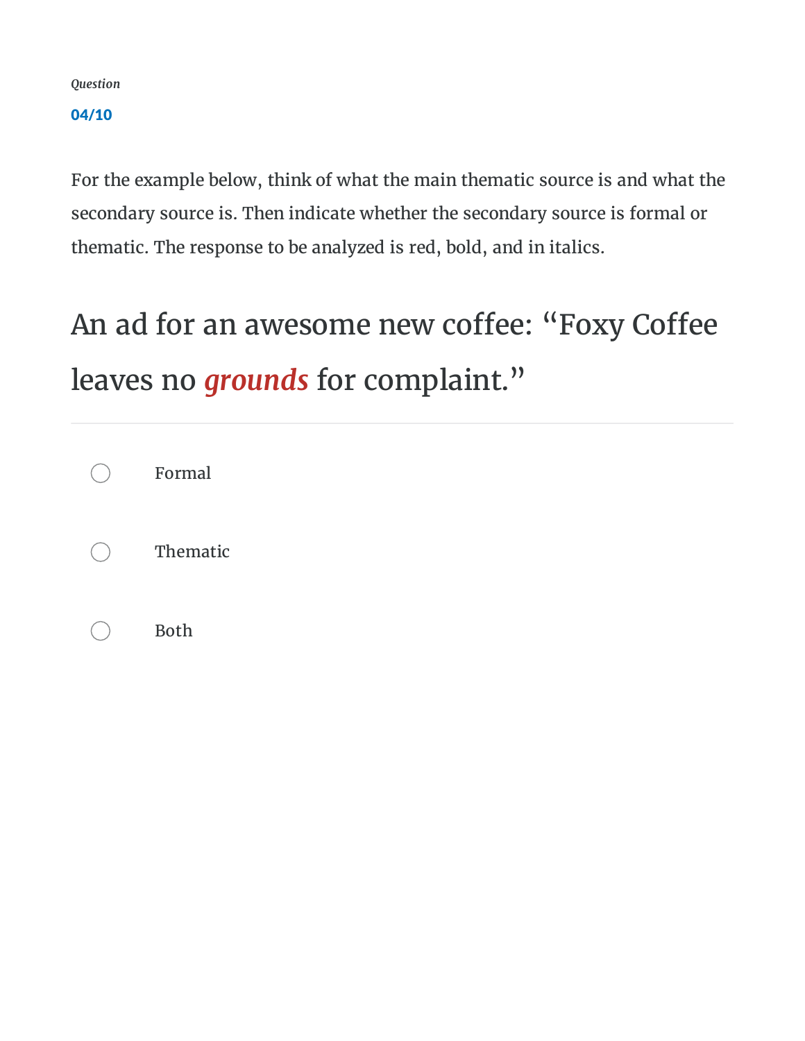*Question*

**04/10**

For the example below, think of what the main thematic source is and what the secondary source is. Then indicate whether the secondary source is formal or thematic. The response to be analyzed is red, bold, and in italics.

## An ad for an awesome new coffee: "Foxy Coffee leaves no ***grounds*** for complaint."

- Formal
- Thematic
- Both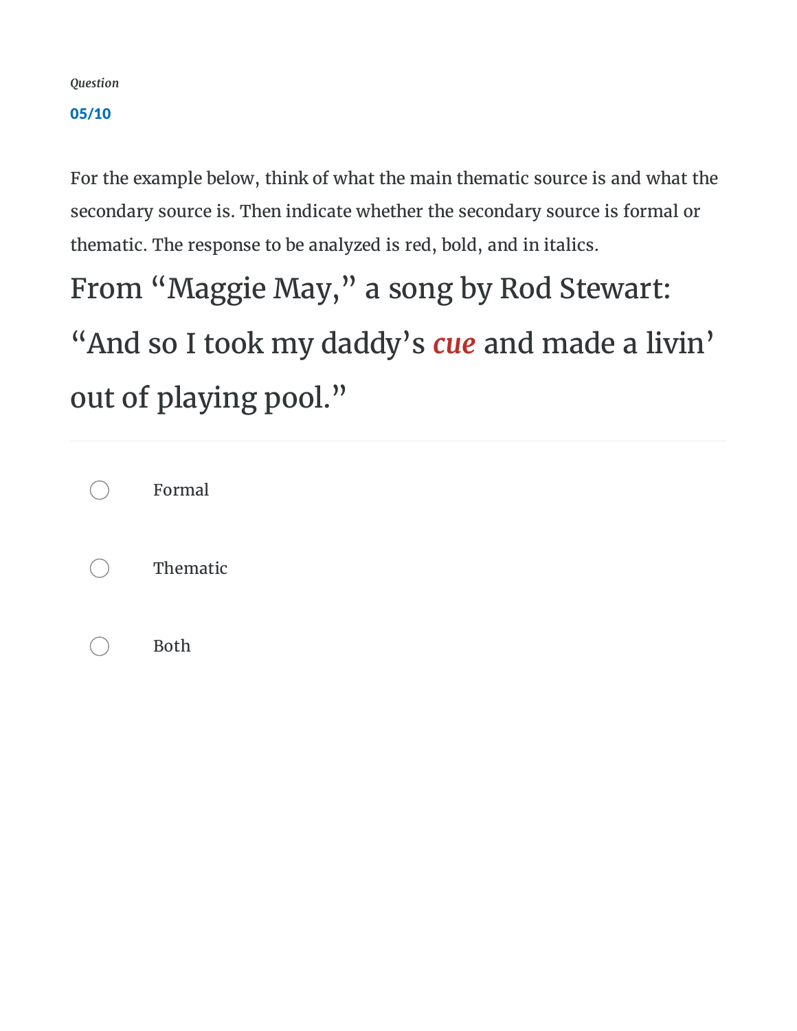*Question*

**05/10**

For the example below, think of what the main thematic source is and what the secondary source is. Then indicate whether the secondary source is formal or thematic. The response to be analyzed is red, bold, and in italics.

## From "Maggie May," a song by Rod Stewart:

## "And so I took my daddy's ***cue*** and made a livin' out of playing pool."

- Formal
- Thematic
- Both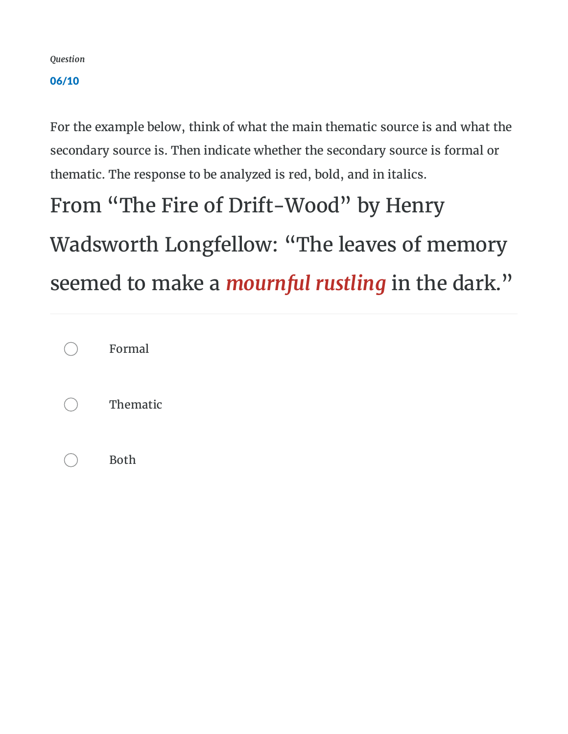*Question*

**06/10**

For the example below, think of what the main thematic source is and what the secondary source is. Then indicate whether the secondary source is formal or thematic. The response to be analyzed is red, bold, and in italics.

## From "The Fire of Drift-Wood" by Henry Wadsworth Longfellow: "The leaves of memory seemed to make a ***mournful rustling*** in the dark."

---

- Formal
- Thematic
- Both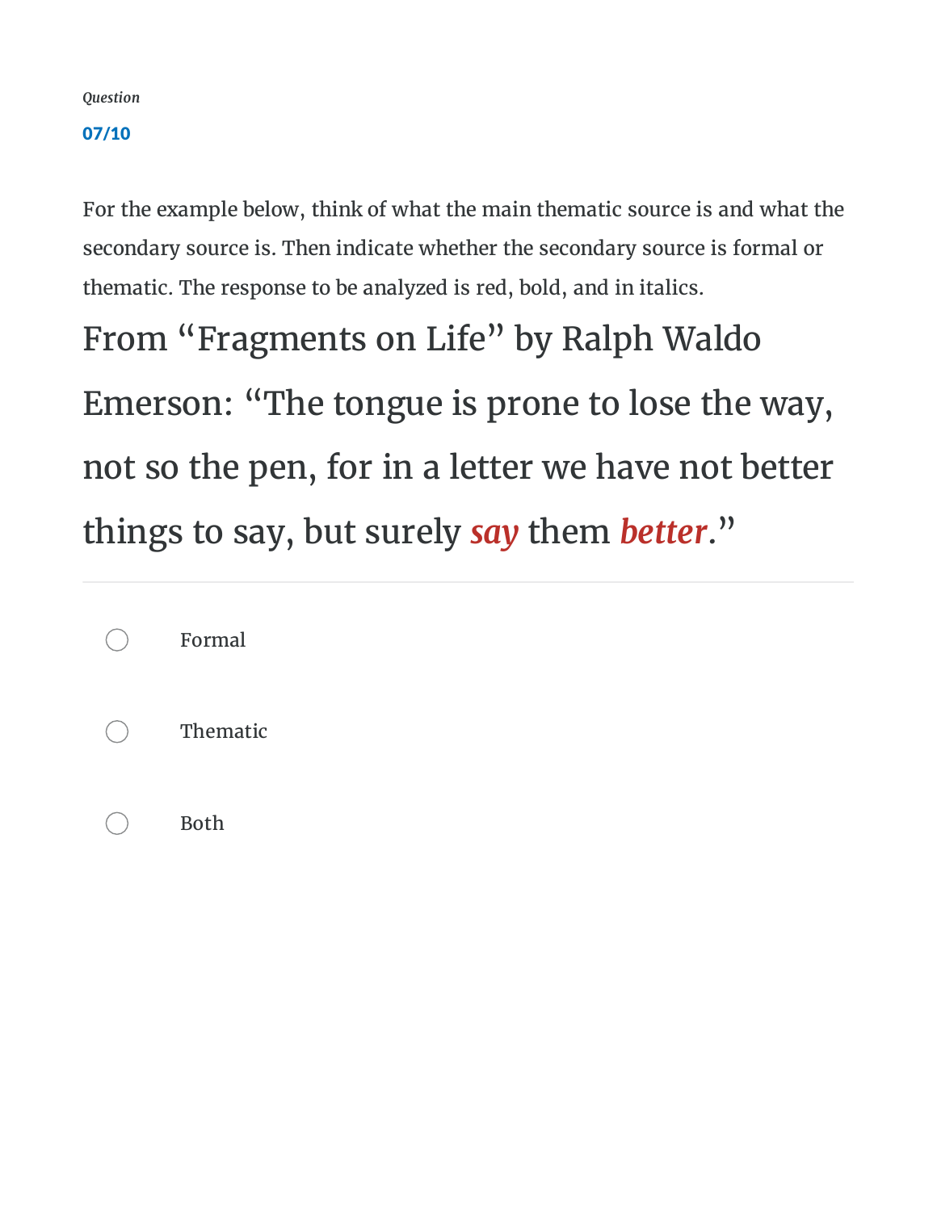*Question*

**07/10**

For the example below, think of what the main thematic source is and what the secondary source is. Then indicate whether the secondary source is formal or thematic. The response to be analyzed is red, bold, and in italics.

From “Fragments on Life” by Ralph Waldo Emerson: “The tongue is prone to lose the way, not so the pen, for in a letter we have not better things to say, but surely ***say*** them ***better***.”

---

- Formal
- Thematic
- Both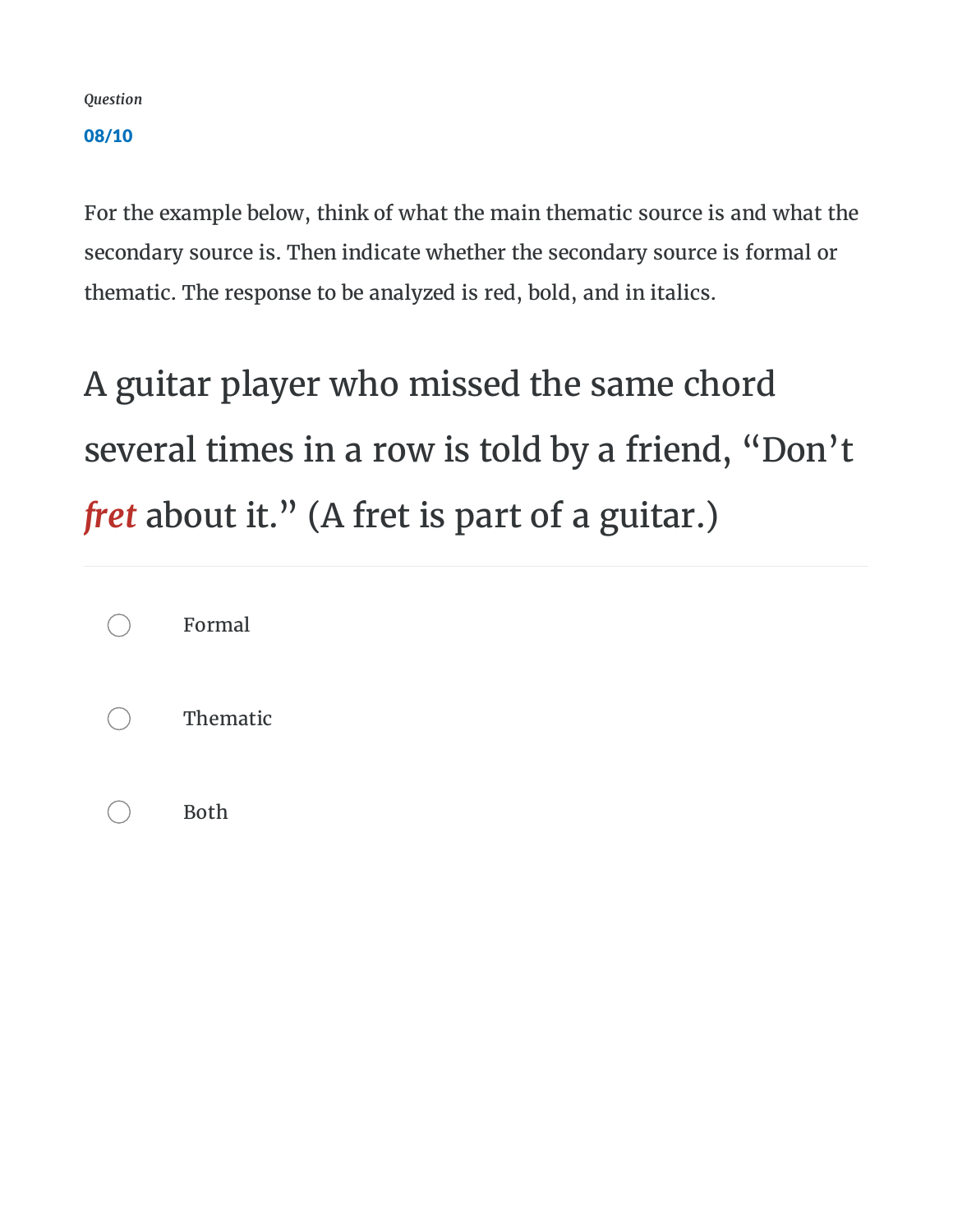*Question*

**08/10**

For the example below, think of what the main thematic source is and what the secondary source is. Then indicate whether the secondary source is formal or thematic. The response to be analyzed is red, bold, and in italics.

## A guitar player who missed the same chord several times in a row is told by a friend, “Don’t ***fret*** about it.” (A fret is part of a guitar.)

- Formal
- Thematic
- Both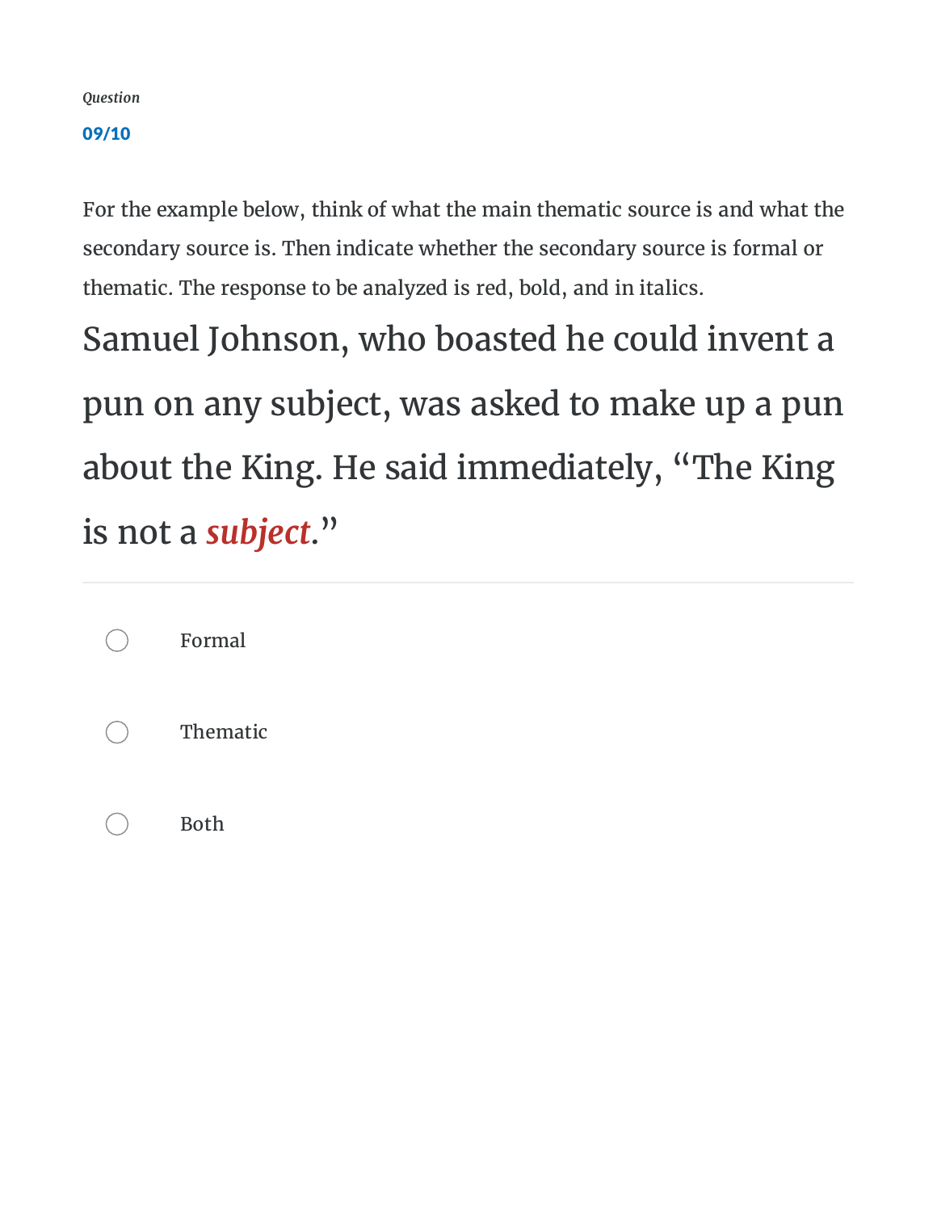*Question*

**09/10**

For the example below, think of what the main thematic source is and what the secondary source is. Then indicate whether the secondary source is formal or thematic. The response to be analyzed is red, bold, and in italics.

## Samuel Johnson, who boasted he could invent a pun on any subject, was asked to make up a pun about the King. He said immediately, “The King is not a ***subject***.”

---

- Formal
- Thematic
- Both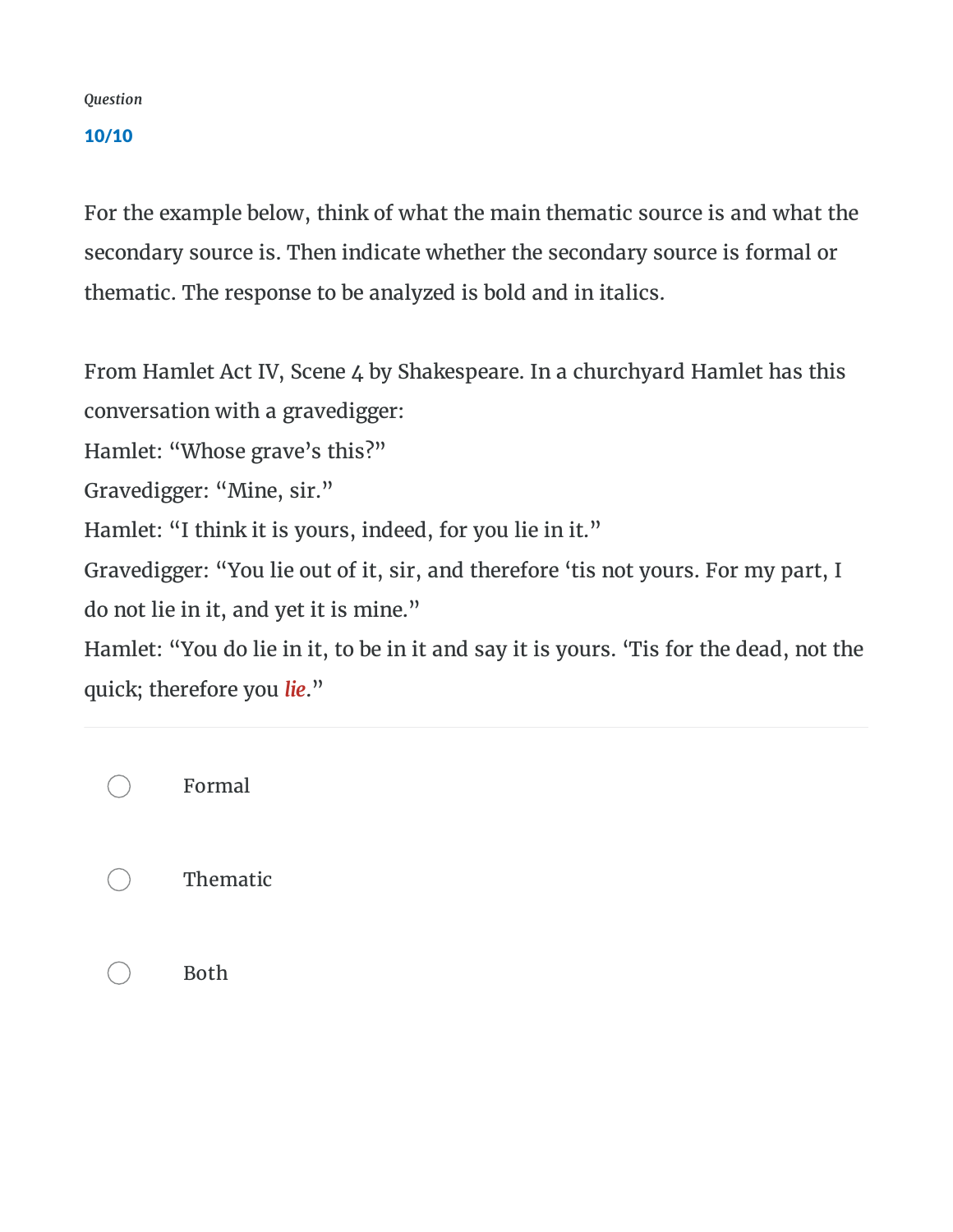*Question*

**10/10**

For the example below, think of what the main thematic source is and what the secondary source is. Then indicate whether the secondary source is formal or thematic. The response to be analyzed is bold and in italics.

From Hamlet Act IV, Scene 4 by Shakespeare. In a churchyard Hamlet has this conversation with a gravedigger:

Hamlet: "Whose grave's this?"

Gravedigger: "Mine, sir."

Hamlet: "I think it is yours, indeed, for you lie in it."

Gravedigger: "You lie out of it, sir, and therefore 'tis not yours. For my part, I do not lie in it, and yet it is mine."

Hamlet: "You do lie in it, to be in it and say it is yours. 'Tis for the dead, not the quick; therefore you ***lie***."

---

- Formal
- Thematic
- Both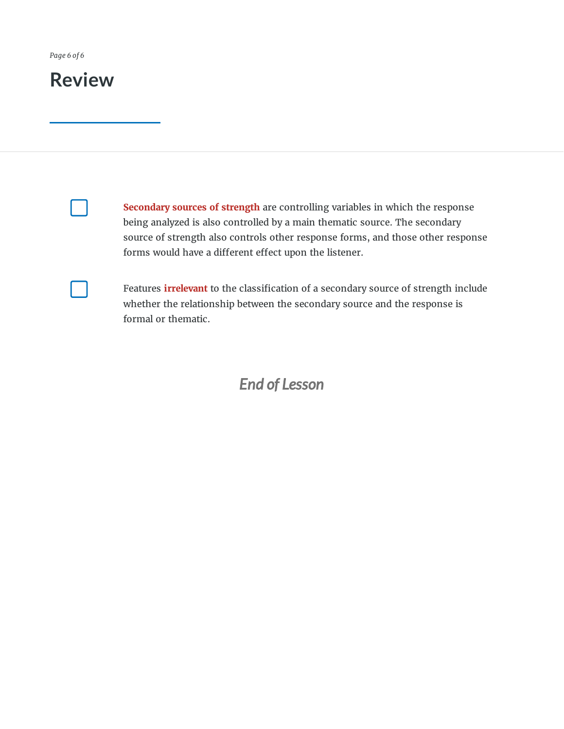## Review

- [ ] **Secondary sources of strength** are controlling variables in which the response being analyzed is also controlled by a main thematic source. The secondary source of strength also controls other response forms, and those other response forms would have a different effect upon the listener.

- [ ] Features **irrelevant** to the classification of a secondary source of strength include whether the relationship between the secondary source and the response is formal or thematic.

*End of Lesson*